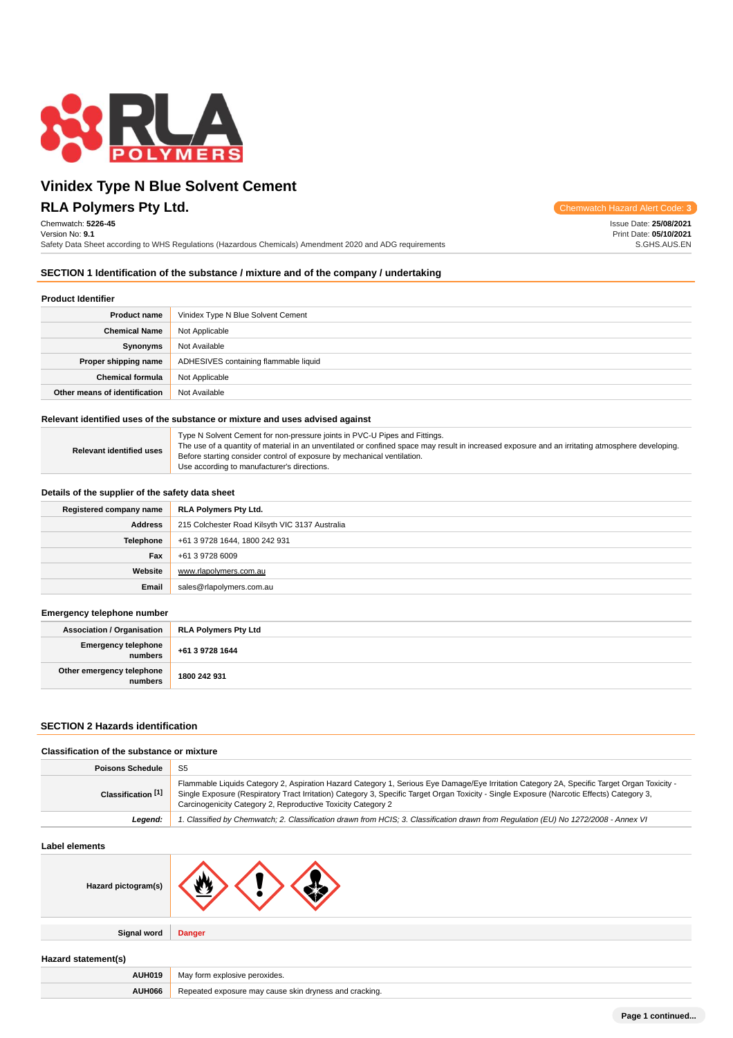# Vinidex Type N Blue Solvent Cement

## RLA Polymers Pty Ltd.

Chemwatch Hazard Alert Code: 3

Chemwatch: **5226-45**
Version No: **9.1**
Safety Data Sheet according to WHS Regulations (Hazardous Chemicals) Amendment 2020 and ADG requirements

Issue Date: **25/08/2021**
Print Date: **05/10/2021**
S.GHS.AUS.EN

## SECTION 1 Identification of the substance / mixture and of the company / undertaking

### Product Identifier

| | |
|---|---|
| **Product name** | Vinidex Type N Blue Solvent Cement |
| **Chemical Name** | Not Applicable |
| **Synonyms** | Not Available |
| **Proper shipping name** | ADHESIVES containing flammable liquid |
| **Chemical formula** | Not Applicable |
| **Other means of identification** | Not Available |

### Relevant identified uses of the substance or mixture and uses advised against

| | |
|---|---|
| **Relevant identified uses** | Type N Solvent Cement for non-pressure joints in PVC-U Pipes and Fittings.<br>The use of a quantity of material in an unventilated or confined space may result in increased exposure and an irritating atmosphere developing. Before starting consider control of exposure by mechanical ventilation.<br>Use according to manufacturer's directions. |

### Details of the supplier of the safety data sheet

| | |
|---|---|
| **Registered company name** | **RLA Polymers Pty Ltd.** |
| **Address** | 215 Colchester Road Kilsyth VIC 3137 Australia |
| **Telephone** | +61 3 9728 1644, 1800 242 931 |
| **Fax** | +61 3 9728 6009 |
| **Website** | www.rlapolymers.com.au |
| **Email** | sales@rlapolymers.com.au |

### Emergency telephone number

| | |
|---|---|
| **Association / Organisation** | **RLA Polymers Pty Ltd** |
| **Emergency telephone numbers** | **+61 3 9728 1644** |
| **Other emergency telephone numbers** | **1800 242 931** |

## SECTION 2 Hazards identification

### Classification of the substance or mixture

| | |
|---|---|
| **Poisons Schedule** | S5 |
| **Classification [1]** | Flammable Liquids Category 2, Aspiration Hazard Category 1, Serious Eye Damage/Eye Irritation Category 2A, Specific Target Organ Toxicity - Single Exposure (Respiratory Tract Irritation) Category 3, Specific Target Organ Toxicity - Single Exposure (Narcotic Effects) Category 3, Carcinogenicity Category 2, Reproductive Toxicity Category 2 |
| ***Legend:*** | *1. Classified by Chemwatch; 2. Classification drawn from HCIS; 3. Classification drawn from Regulation (EU) No 1272/2008 - Annex VI* |

### Label elements

| | |
|---|---|
| **Hazard pictogram(s)** | |
| **Signal word** | **Danger** |

### Hazard statement(s)

| | |
|---|---|
| **AUH019** | May form explosive peroxides. |
| **AUH066** | Repeated exposure may cause skin dryness and cracking. |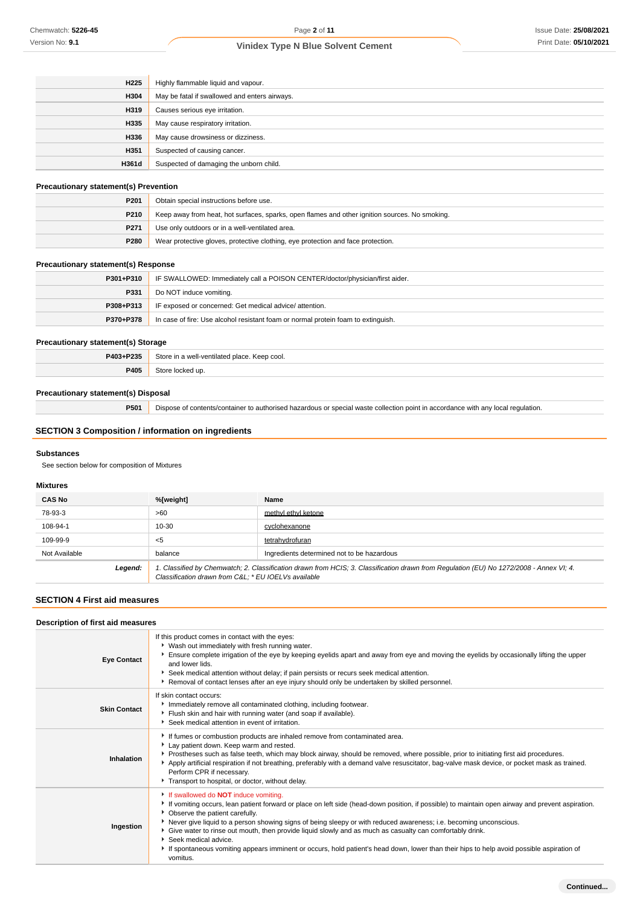| | |
|---|---|
| **H225** | Highly flammable liquid and vapour. |
| **H304** | May be fatal if swallowed and enters airways. |
| **H319** | Causes serious eye irritation. |
| **H335** | May cause respiratory irritation. |
| **H336** | May cause drowsiness or dizziness. |
| **H351** | Suspected of causing cancer. |
| **H361d** | Suspected of damaging the unborn child. |

### Precautionary statement(s) Prevention

| | |
|---|---|
| **P201** | Obtain special instructions before use. |
| **P210** | Keep away from heat, hot surfaces, sparks, open flames and other ignition sources. No smoking. |
| **P271** | Use only outdoors or in a well-ventilated area. |
| **P280** | Wear protective gloves, protective clothing, eye protection and face protection. |

### Precautionary statement(s) Response

| | |
|---|---|
| **P301+P310** | IF SWALLOWED: Immediately call a POISON CENTER/doctor/physician/first aider. |
| **P331** | Do NOT induce vomiting. |
| **P308+P313** | IF exposed or concerned: Get medical advice/ attention. |
| **P370+P378** | In case of fire: Use alcohol resistant foam or normal protein foam to extinguish. |

### Precautionary statement(s) Storage

| | |
|---|---|
| **P403+P235** | Store in a well-ventilated place. Keep cool. |
| **P405** | Store locked up. |

### Precautionary statement(s) Disposal

| | |
|---|---|
| **P501** | Dispose of contents/container to authorised hazardous or special waste collection point in accordance with any local regulation. |

## SECTION 3 Composition / information on ingredients

### Substances

See section below for composition of Mixtures

### Mixtures

| CAS No | %[weight] | Name |
|---|---|---|
| 78-93-3 | >60 | methyl ethyl ketone |
| 108-94-1 | 10-30 | cyclohexanone |
| 109-99-9 | <5 | tetrahydrofuran |
| Not Available | balance | Ingredients determined not to be hazardous |
| ***Legend:*** | *1. Classified by Chemwatch; 2. Classification drawn from HCIS; 3. Classification drawn from Regulation (EU) No 1272/2008 - Annex VI; 4. Classification drawn from C&L; * EU IOELVs available* | |

## SECTION 4 First aid measures

### Description of first aid measures

| | |
|---|---|
| **Eye Contact** | If this product comes in contact with the eyes:<br>▸ Wash out immediately with fresh running water.<br>▸ Ensure complete irrigation of the eye by keeping eyelids apart and away from eye and moving the eyelids by occasionally lifting the upper and lower lids.<br>▸ Seek medical attention without delay; if pain persists or recurs seek medical attention.<br>▸ Removal of contact lenses after an eye injury should only be undertaken by skilled personnel. |
| **Skin Contact** | If skin contact occurs:<br>▸ Immediately remove all contaminated clothing, including footwear.<br>▸ Flush skin and hair with running water (and soap if available).<br>▸ Seek medical attention in event of irritation. |
| **Inhalation** | ▸ If fumes or combustion products are inhaled remove from contaminated area.<br>▸ Lay patient down. Keep warm and rested.<br>▸ Prostheses such as false teeth, which may block airway, should be removed, where possible, prior to initiating first aid procedures.<br>▸ Apply artificial respiration if not breathing, preferably with a demand valve resuscitator, bag-valve mask device, or pocket mask as trained. Perform CPR if necessary.<br>▸ Transport to hospital, or doctor, without delay. |
| **Ingestion** | ▸ If swallowed do **NOT** induce vomiting.<br>▸ If vomiting occurs, lean patient forward or place on left side (head-down position, if possible) to maintain open airway and prevent aspiration.<br>▸ Observe the patient carefully.<br>▸ Never give liquid to a person showing signs of being sleepy or with reduced awareness; i.e. becoming unconscious.<br>▸ Give water to rinse out mouth, then provide liquid slowly and as much as casualty can comfortably drink.<br>▸ Seek medical advice.<br>▸ If spontaneous vomiting appears imminent or occurs, hold patient's head down, lower than their hips to help avoid possible aspiration of vomitus. |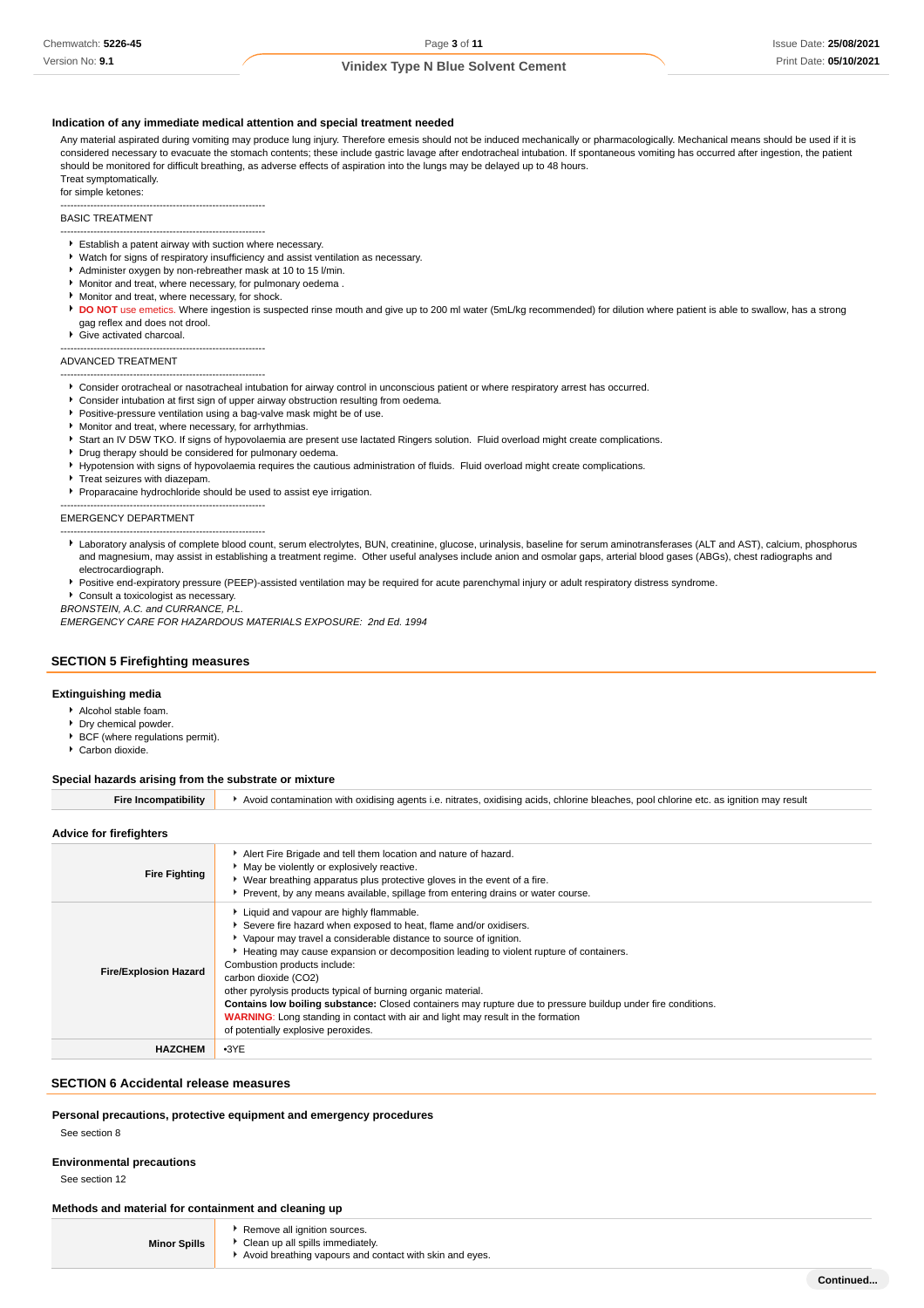### Indication of any immediate medical attention and special treatment needed

Any material aspirated during vomiting may produce lung injury. Therefore emesis should not be induced mechanically or pharmacologically. Mechanical means should be used if it is considered necessary to evacuate the stomach contents; these include gastric lavage after endotracheal intubation. If spontaneous vomiting has occurred after ingestion, the patient should be monitored for difficult breathing, as adverse effects of aspiration into the lungs may be delayed up to 48 hours.
Treat symptomatically.
for simple ketones:

--------------------------------------------------------------
BASIC TREATMENT

--------------------------------------------------------------

- Establish a patent airway with suction where necessary.
- Watch for signs of respiratory insufficiency and assist ventilation as necessary.
- Administer oxygen by non-rebreather mask at 10 to 15 l/min.
- Monitor and treat, where necessary, for pulmonary oedema .
- Monitor and treat, where necessary, for shock.
- **DO NOT** use emetics. Where ingestion is suspected rinse mouth and give up to 200 ml water (5mL/kg recommended) for dilution where patient is able to swallow, has a strong gag reflex and does not drool.
- Give activated charcoal.

--------------------------------------------------------------
ADVANCED TREATMENT

--------------------------------------------------------------

- Consider orotracheal or nasotracheal intubation for airway control in unconscious patient or where respiratory arrest has occurred.
- Consider intubation at first sign of upper airway obstruction resulting from oedema.
- Positive-pressure ventilation using a bag-valve mask might be of use.
- Monitor and treat, where necessary, for arrhythmias.
- Start an IV D5W TKO. If signs of hypovolaemia are present use lactated Ringers solution. Fluid overload might create complications.
- Drug therapy should be considered for pulmonary oedema.
- Hypotension with signs of hypovolaemia requires the cautious administration of fluids. Fluid overload might create complications.
- Treat seizures with diazepam.
- Proparacaine hydrochloride should be used to assist eye irrigation.

--------------------------------------------------------------
EMERGENCY DEPARTMENT

--------------------------------------------------------------

- Laboratory analysis of complete blood count, serum electrolytes, BUN, creatinine, glucose, urinalysis, baseline for serum aminotransferases (ALT and AST), calcium, phosphorus and magnesium, may assist in establishing a treatment regime. Other useful analyses include anion and osmolar gaps, arterial blood gases (ABGs), chest radiographs and electrocardiograph.
- Positive end-expiratory pressure (PEEP)-assisted ventilation may be required for acute parenchymal injury or adult respiratory distress syndrome.
- Consult a toxicologist as necessary.

*BRONSTEIN, A.C. and CURRANCE, P.L.*
*EMERGENCY CARE FOR HAZARDOUS MATERIALS EXPOSURE: 2nd Ed. 1994*

## SECTION 5 Firefighting measures

### Extinguishing media

- Alcohol stable foam.
- Dry chemical powder.
- BCF (where regulations permit).
- Carbon dioxide.

### Special hazards arising from the substrate or mixture

| | |
|---|---|
| **Fire Incompatibility** | Avoid contamination with oxidising agents i.e. nitrates, oxidising acids, chlorine bleaches, pool chlorine etc. as ignition may result |

### Advice for firefighters

| | |
|---|---|
| **Fire Fighting** | Alert Fire Brigade and tell them location and nature of hazard.<br>May be violently or explosively reactive.<br>Wear breathing apparatus plus protective gloves in the event of a fire.<br>Prevent, by any means available, spillage from entering drains or water course. |
| **Fire/Explosion Hazard** | Liquid and vapour are highly flammable.<br>Severe fire hazard when exposed to heat, flame and/or oxidisers.<br>Vapour may travel a considerable distance to source of ignition.<br>Heating may cause expansion or decomposition leading to violent rupture of containers.<br>Combustion products include:<br>carbon dioxide ($CO_2$)<br>other pyrolysis products typical of burning organic material.<br>**Contains low boiling substance:** Closed containers may rupture due to pressure buildup under fire conditions.<br>**WARNING**: Long standing in contact with air and light may result in the formation of potentially explosive peroxides. |
| **HAZCHEM** | •3YE |

## SECTION 6 Accidental release measures

### Personal precautions, protective equipment and emergency procedures

See section 8

### Environmental precautions

See section 12

### Methods and material for containment and cleaning up

| | |
|---|---|
| **Minor Spills** | Remove all ignition sources.<br>Clean up all spills immediately.<br>Avoid breathing vapours and contact with skin and eyes. |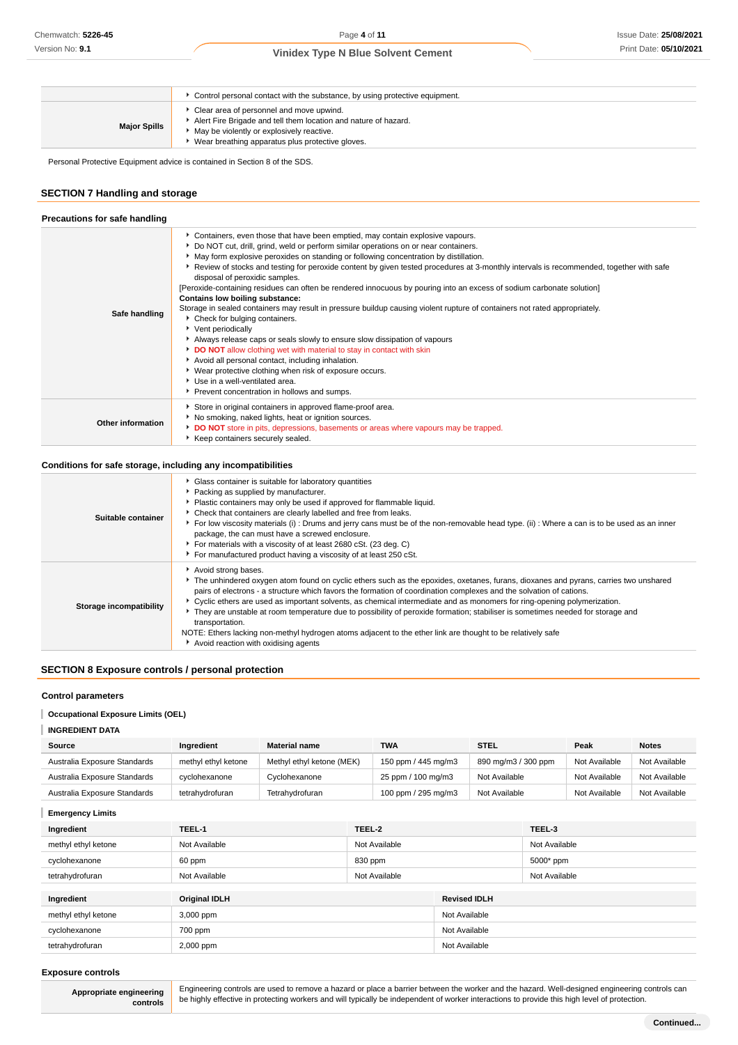| | |
|---|---|
| | Control personal contact with the substance, by using protective equipment. |
| **Major Spills** | - Clear area of personnel and move upwind.<br>- Alert Fire Brigade and tell them location and nature of hazard.<br>- May be violently or explosively reactive.<br>- Wear breathing apparatus plus protective gloves. |

Personal Protective Equipment advice is contained in Section 8 of the SDS.

## SECTION 7 Handling and storage

### Precautions for safe handling

| | |
|---|---|
| **Safe handling** | - Containers, even those that have been emptied, may contain explosive vapours.<br>- Do NOT cut, drill, grind, weld or perform similar operations on or near containers.<br>- May form explosive peroxides on standing or following concentration by distillation.<br>- Review of stocks and testing for peroxide content by given tested procedures at 3-monthly intervals is recommended, together with safe disposal of peroxidic samples.<br>[Peroxide-containing residues can often be rendered innocuous by pouring into an excess of sodium carbonate solution]<br>**Contains low boiling substance:**<br>Storage in sealed containers may result in pressure buildup causing violent rupture of containers not rated appropriately.<br>- Check for bulging containers.<br>- Vent periodically<br>- Always release caps or seals slowly to ensure slow dissipation of vapours<br>- **DO NOT** allow clothing wet with material to stay in contact with skin<br>- Avoid all personal contact, including inhalation.<br>- Wear protective clothing when risk of exposure occurs.<br>- Use in a well-ventilated area.<br>- Prevent concentration in hollows and sumps. |
| **Other information** | - Store in original containers in approved flame-proof area.<br>- No smoking, naked lights, heat or ignition sources.<br>- **DO NOT** store in pits, depressions, basements or areas where vapours may be trapped.<br>- Keep containers securely sealed. |

### Conditions for safe storage, including any incompatibilities

| | |
|---|---|
| **Suitable container** | - Glass container is suitable for laboratory quantities<br>- Packing as supplied by manufacturer.<br>- Plastic containers may only be used if approved for flammable liquid.<br>- Check that containers are clearly labelled and free from leaks.<br>- For low viscosity materials (i) : Drums and jerry cans must be of the non-removable head type. (ii) : Where a can is to be used as an inner package, the can must have a screwed enclosure.<br>- For materials with a viscosity of at least 2680 cSt. (23 deg. C)<br>- For manufactured product having a viscosity of at least 250 cSt. |
| **Storage incompatibility** | - Avoid strong bases.<br>- The unhindered oxygen atom found on cyclic ethers such as the epoxides, oxetanes, furans, dioxanes and pyrans, carries two unshared pairs of electrons - a structure which favors the formation of coordination complexes and the solvation of cations.<br>- Cyclic ethers are used as important solvents, as chemical intermediate and as monomers for ring-opening polymerization.<br>- They are unstable at room temperature due to possibility of peroxide formation; stabiliser is sometimes needed for storage and transportation.<br>NOTE: Ethers lacking non-methyl hydrogen atoms adjacent to the ether link are thought to be relatively safe<br>- Avoid reaction with oxidising agents |

## SECTION 8 Exposure controls / personal protection

### Control parameters

**Occupational Exposure Limits (OEL)**

**INGREDIENT DATA**

| Source | Ingredient | Material name | TWA | STEL | Peak | Notes |
|---|---|---|---|---|---|---|
| Australia Exposure Standards | methyl ethyl ketone | Methyl ethyl ketone (MEK) | 150 ppm / 445 mg/m3 | 890 mg/m3 / 300 ppm | Not Available | Not Available |
| Australia Exposure Standards | cyclohexanone | Cyclohexanone | 25 ppm / 100 mg/m3 | Not Available | Not Available | Not Available |
| Australia Exposure Standards | tetrahydrofuran | Tetrahydrofuran | 100 ppm / 295 mg/m3 | Not Available | Not Available | Not Available |

**Emergency Limits**

| Ingredient | TEEL-1 | TEEL-2 | TEEL-3 |
|---|---|---|---|
| methyl ethyl ketone | Not Available | Not Available | Not Available |
| cyclohexanone | 60 ppm | 830 ppm | 5000* ppm |
| tetrahydrofuran | Not Available | Not Available | Not Available |

| Ingredient | Original IDLH | Revised IDLH |
|---|---|---|
| methyl ethyl ketone | 3,000 ppm | Not Available |
| cyclohexanone | 700 ppm | Not Available |
| tetrahydrofuran | 2,000 ppm | Not Available |

### Exposure controls

| | |
|---|---|
| **Appropriate engineering controls** | Engineering controls are used to remove a hazard or place a barrier between the worker and the hazard. Well-designed engineering controls can be highly effective in protecting workers and will typically be independent of worker interactions to provide this high level of protection. |

Continued...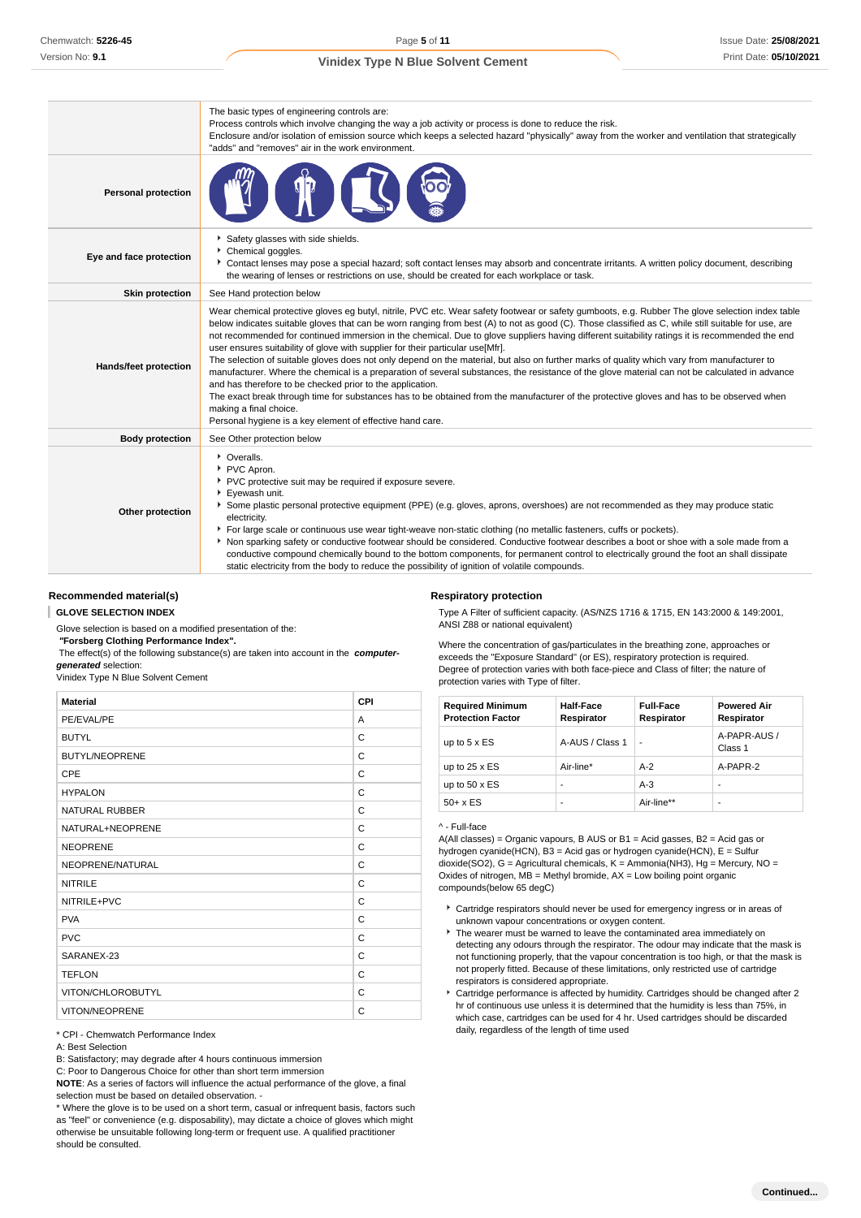| | |
|---|---|
| | The basic types of engineering controls are:<br>Process controls which involve changing the way a job activity or process is done to reduce the risk.<br>Enclosure and/or isolation of emission source which keeps a selected hazard "physically" away from the worker and ventilation that strategically "adds" and "removes" air in the work environment. |
| **Personal protection** | |
| **Eye and face protection** | ‣ Safety glasses with side shields.<br>‣ Chemical goggles.<br>‣ Contact lenses may pose a special hazard; soft contact lenses may absorb and concentrate irritants. A written policy document, describing the wearing of lenses or restrictions on use, should be created for each workplace or task. |
| **Skin protection** | See Hand protection below |
| **Hands/feet protection** | Wear chemical protective gloves eg butyl, nitrile, PVC etc. Wear safety footwear or safety gumboots, e.g. Rubber The glove selection index table below indicates suitable gloves that can be worn ranging from best (A) to not as good (C). Those classified as C, while still suitable for use, are not recommended for continued immersion in the chemical. Due to glove suppliers having different suitability ratings it is recommended the end user ensures suitability of glove with supplier for their particular use[Mfr].<br>The selection of suitable gloves does not only depend on the material, but also on further marks of quality which vary from manufacturer to manufacturer. Where the chemical is a preparation of several substances, the resistance of the glove material can not be calculated in advance and has therefore to be checked prior to the application.<br>The exact break through time for substances has to be obtained from the manufacturer of the protective gloves and has to be observed when making a final choice.<br>Personal hygiene is a key element of effective hand care. |
| **Body protection** | See Other protection below |
| **Other protection** | ‣ Overalls.<br>‣ PVC Apron.<br>‣ PVC protective suit may be required if exposure severe.<br>‣ Eyewash unit.<br>‣ Some plastic personal protective equipment (PPE) (e.g. gloves, aprons, overshoes) are not recommended as they may produce static electricity.<br>‣ For large scale or continuous use wear tight-weave non-static clothing (no metallic fasteners, cuffs or pockets).<br>‣ Non sparking safety or conductive footwear should be considered. Conductive footwear describes a boot or shoe with a sole made from a conductive compound chemically bound to the bottom components, for permanent control to electrically ground the foot an shall dissipate static electricity from the body to reduce the possibility of ignition of volatile compounds. |

### Recommended material(s)

**GLOVE SELECTION INDEX**

Glove selection is based on a modified presentation of the:
**"Forsberg Clothing Performance Index".**
The effect(s) of the following substance(s) are taken into account in the ***computer-generated*** selection:
Vinidex Type N Blue Solvent Cement

| Material | CPI |
|---|---|
| PE/EVAL/PE | A |
| BUTYL | C |
| BUTYL/NEOPRENE | C |
| CPE | C |
| HYPALON | C |
| NATURAL RUBBER | C |
| NATURAL+NEOPRENE | C |
| NEOPRENE | C |
| NEOPRENE/NATURAL | C |
| NITRILE | C |
| NITRILE+PVC | C |
| PVA | C |
| PVC | C |
| SARANEX-23 | C |
| TEFLON | C |
| VITON/CHLOROBUTYL | C |
| VITON/NEOPRENE | C |

* CPI - Chemwatch Performance Index
A: Best Selection
B: Satisfactory; may degrade after 4 hours continuous immersion
C: Poor to Dangerous Choice for other than short term immersion
**NOTE**: As a series of factors will influence the actual performance of the glove, a final selection must be based on detailed observation. -
* Where the glove is to be used on a short term, casual or infrequent basis, factors such as "feel" or convenience (e.g. disposability), may dictate a choice of gloves which might otherwise be unsuitable following long-term or frequent use. A qualified practitioner should be consulted.

### Respiratory protection

Type A Filter of sufficient capacity. (AS/NZS 1716 & 1715, EN 143:2000 & 149:2001, ANSI Z88 or national equivalent)

Where the concentration of gas/particulates in the breathing zone, approaches or exceeds the "Exposure Standard" (or ES), respiratory protection is required.
Degree of protection varies with both face-piece and Class of filter; the nature of protection varies with Type of filter.

| Required Minimum Protection Factor | Half-Face Respirator | Full-Face Respirator | Powered Air Respirator |
|---|---|---|---|
| up to 5 x ES | A-AUS / Class 1 | - | A-PAPR-AUS / Class 1 |
| up to 25 x ES | Air-line* | A-2 | A-PAPR-2 |
| up to 50 x ES | - | A-3 | - |
| 50+ x ES | - | Air-line** | - |

^ - Full-face
A(All classes) = Organic vapours, B AUS or B1 = Acid gasses, B2 = Acid gas or hydrogen cyanide(HCN), B3 = Acid gas or hydrogen cyanide(HCN), E = Sulfur dioxide(SO2), G = Agricultural chemicals, K = Ammonia(NH3), Hg = Mercury, NO = Oxides of nitrogen, MB = Methyl bromide, AX = Low boiling point organic compounds(below 65 degC)

- Cartridge respirators should never be used for emergency ingress or in areas of unknown vapour concentrations or oxygen content.
- The wearer must be warned to leave the contaminated area immediately on detecting any odours through the respirator. The odour may indicate that the mask is not functioning properly, that the vapour concentration is too high, or that the mask is not properly fitted. Because of these limitations, only restricted use of cartridge respirators is considered appropriate.
- Cartridge performance is affected by humidity. Cartridges should be changed after 2 hr of continuous use unless it is determined that the humidity is less than 75%, in which case, cartridges can be used for 4 hr. Used cartridges should be discarded daily, regardless of the length of time used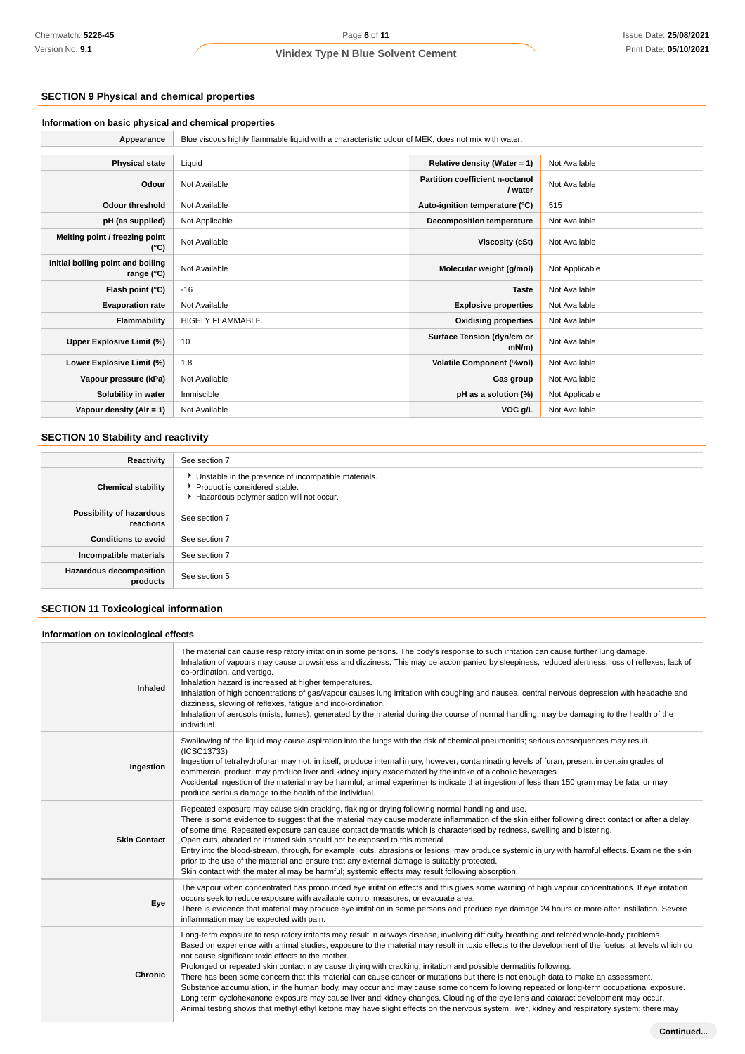## SECTION 9 Physical and chemical properties

### Information on basic physical and chemical properties

| Appearance | Blue viscous highly flammable liquid with a characteristic odour of MEK; does not mix with water. | | |
|---|---|---|---|
| Physical state | Liquid | Relative density (Water = 1) | Not Available |
| Odour | Not Available | Partition coefficient n-octanol / water | Not Available |
| Odour threshold | Not Available | Auto-ignition temperature (°C) | 515 |
| pH (as supplied) | Not Applicable | Decomposition temperature | Not Available |
| Melting point / freezing point (°C) | Not Available | Viscosity (cSt) | Not Available |
| Initial boiling point and boiling range (°C) | Not Available | Molecular weight (g/mol) | Not Applicable |
| Flash point (°C) | -16 | Taste | Not Available |
| Evaporation rate | Not Available | Explosive properties | Not Available |
| Flammability | HIGHLY FLAMMABLE. | Oxidising properties | Not Available |
| Upper Explosive Limit (%) | 10 | Surface Tension (dyn/cm or mN/m) | Not Available |
| Lower Explosive Limit (%) | 1.8 | Volatile Component (%vol) | Not Available |
| Vapour pressure (kPa) | Not Available | Gas group | Not Available |
| Solubility in water | Immiscible | pH as a solution (%) | Not Applicable |
| Vapour density (Air = 1) | Not Available | VOC g/L | Not Available |

## SECTION 10 Stability and reactivity

| | |
|---|---|
| Reactivity | See section 7 |
| Chemical stability | - Unstable in the presence of incompatible materials.<br>- Product is considered stable.<br>- Hazardous polymerisation will not occur. |
| Possibility of hazardous reactions | See section 7 |
| Conditions to avoid | See section 7 |
| Incompatible materials | See section 7 |
| Hazardous decomposition products | See section 5 |

## SECTION 11 Toxicological information

### Information on toxicological effects

| | |
|---|---|
| Inhaled | The material can cause respiratory irritation in some persons. The body's response to such irritation can cause further lung damage.<br>Inhalation of vapours may cause drowsiness and dizziness. This may be accompanied by sleepiness, reduced alertness, loss of reflexes, lack of co-ordination, and vertigo.<br>Inhalation hazard is increased at higher temperatures.<br>Inhalation of high concentrations of gas/vapour causes lung irritation with coughing and nausea, central nervous depression with headache and dizziness, slowing of reflexes, fatigue and inco-ordination.<br>Inhalation of aerosols (mists, fumes), generated by the material during the course of normal handling, may be damaging to the health of the individual. |
| Ingestion | Swallowing of the liquid may cause aspiration into the lungs with the risk of chemical pneumonitis; serious consequences may result. (ICSC13733)<br>Ingestion of tetrahydrofuran may not, in itself, produce internal injury, however, contaminating levels of furan, present in certain grades of commercial product, may produce liver and kidney injury exacerbated by the intake of alcoholic beverages.<br>Accidental ingestion of the material may be harmful; animal experiments indicate that ingestion of less than 150 gram may be fatal or may produce serious damage to the health of the individual. |
| Skin Contact | Repeated exposure may cause skin cracking, flaking or drying following normal handling and use.<br>There is some evidence to suggest that the material may cause moderate inflammation of the skin either following direct contact or after a delay of some time. Repeated exposure can cause contact dermatitis which is characterised by redness, swelling and blistering.<br>Open cuts, abraded or irritated skin should not be exposed to this material<br>Entry into the blood-stream, through, for example, cuts, abrasions or lesions, may produce systemic injury with harmful effects. Examine the skin prior to the use of the material and ensure that any external damage is suitably protected.<br>Skin contact with the material may be harmful; systemic effects may result following absorption. |
| Eye | The vapour when concentrated has pronounced eye irritation effects and this gives some warning of high vapour concentrations. If eye irritation occurs seek to reduce exposure with available control measures, or evacuate area.<br>There is evidence that material may produce eye irritation in some persons and produce eye damage 24 hours or more after instillation. Severe inflammation may be expected with pain. |
| Chronic | Long-term exposure to respiratory irritants may result in airways disease, involving difficulty breathing and related whole-body problems.<br>Based on experience with animal studies, exposure to the material may result in toxic effects to the development of the foetus, at levels which do not cause significant toxic effects to the mother.<br>Prolonged or repeated skin contact may cause drying with cracking, irritation and possible dermatitis following.<br>There has been some concern that this material can cause cancer or mutations but there is not enough data to make an assessment.<br>Substance accumulation, in the human body, may occur and may cause some concern following repeated or long-term occupational exposure.<br>Long term cyclohexanone exposure may cause liver and kidney changes. Clouding of the eye lens and cataract development may occur.<br>Animal testing shows that methyl ethyl ketone may have slight effects on the nervous system, liver, kidney and respiratory system; there may |

Continued...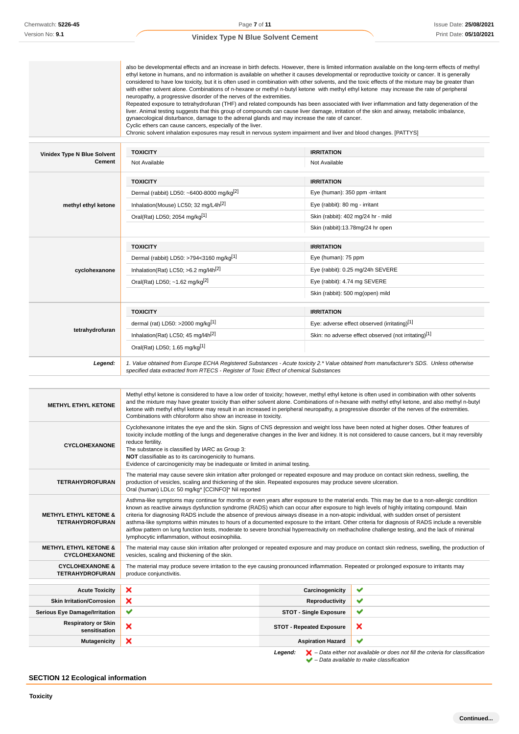| | |
|---|---|
| | also be developmental effects and an increase in birth defects. However, there is limited information available on the long-term effects of methyl ethyl ketone in humans, and no information is available on whether it causes developmental or reproductive toxicity or cancer. It is generally considered to have low toxicity, but it is often used in combination with other solvents, and the toxic effects of the mixture may be greater than with either solvent alone. Combinations of n-hexane or methyl n-butyl ketone with methyl ethyl ketone may increase the rate of peripheral neuropathy, a progressive disorder of the nerves of the extremities.<br>Repeated exposure to tetrahydrofuran (THF) and related compounds has been associated with liver inflammation and fatty degeneration of the liver. Animal testing suggests that this group of compounds can cause liver damage, irritation of the skin and airway, metabolic imbalance, gynaecological disturbance, damage to the adrenal glands and may increase the rate of cancer.<br>Cyclic ethers can cause cancers, especially of the liver.<br>Chronic solvent inhalation exposures may result in nervous system impairment and liver and blood changes. [PATTYS] |

| | TOXICITY | IRRITATION |
|---|---|---|
| **Vinidex Type N Blue Solvent Cement** | Not Available | Not Available |
| | **TOXICITY** | **IRRITATION** |
| **methyl ethyl ketone** | Dermal (rabbit) LD50: ~6400-8000 mg/kg[2] | Eye (human): 350 ppm -irritant |
| | Inhalation(Mouse) LC50; 32 mg/L4h[2] | Eye (rabbit): 80 mg - irritant |
| | Oral(Rat) LD50; 2054 mg/kg[1] | Skin (rabbit): 402 mg/24 hr - mild |
| | | Skin (rabbit):13.78mg/24 hr open |
| | **TOXICITY** | **IRRITATION** |
| **cyclohexanone** | Dermal (rabbit) LD50: >794<3160 mg/kg[1] | Eye (human): 75 ppm |
| | Inhalation(Rat) LC50; >6.2 mg/l4h[2] | Eye (rabbit): 0.25 mg/24h SEVERE |
| | Oral(Rat) LD50; ~1.62 mg/kg[2] | Eye (rabbit): 4.74 mg SEVERE |
| | | Skin (rabbit): 500 mg(open) mild |
| | **TOXICITY** | **IRRITATION** |
| **tetrahydrofuran** | dermal (rat) LD50: >2000 mg/kg[1] | Eye: adverse effect observed (irritating)[1] |
| | Inhalation(Rat) LC50; 45 mg/l4h[2] | Skin: no adverse effect observed (not irritating)[1] |
| | Oral(Rat) LD50; 1.65 mg/kg[1] | |
| ***Legend:*** | *1. Value obtained from Europe ECHA Registered Substances - Acute toxicity 2.\* Value obtained from manufacturer's SDS. Unless otherwise specified data extracted from RTECS - Register of Toxic Effect of chemical Substances* | |

| | |
|---|---|
| **METHYL ETHYL KETONE** | Methyl ethyl ketone is considered to have a low order of toxicity; however, methyl ethyl ketone is often used in combination with other solvents and the mixture may have greater toxicity than either solvent alone. Combinations of n-hexane with methyl ethyl ketone, and also methyl n-butyl ketone with methyl ethyl ketone may result in an increased in peripheral neuropathy, a progressive disorder of the nerves of the extremities. Combinations with chloroform also show an increase in toxicity. |
| **CYCLOHEXANONE** | Cyclohexanone irritates the eye and the skin. Signs of CNS depression and weight loss have been noted at higher doses. Other features of toxicity include mottling of the lungs and degenerative changes in the liver and kidney. It is not considered to cause cancers, but it may reversibly reduce fertility.<br>The substance is classified by IARC as Group 3:<br>**NOT** classifiable as to its carcinogenicity to humans.<br>Evidence of carcinogenicity may be inadequate or limited in animal testing. |
| **TETRAHYDROFURAN** | The material may cause severe skin irritation after prolonged or repeated exposure and may produce on contact skin redness, swelling, the production of vesicles, scaling and thickening of the skin. Repeated exposures may produce severe ulceration.<br>Oral (human) LDLo: 50 mg/kg\* [CCINFO]\* Nil reported |
| **METHYL ETHYL KETONE & TETRAHYDROFURAN** | Asthma-like symptoms may continue for months or even years after exposure to the material ends. This may be due to a non-allergic condition known as reactive airways dysfunction syndrome (RADS) which can occur after exposure to high levels of highly irritating compound. Main criteria for diagnosing RADS include the absence of previous airways disease in a non-atopic individual, with sudden onset of persistent asthma-like symptoms within minutes to hours of a documented exposure to the irritant. Other criteria for diagnosis of RADS include a reversible airflow pattern on lung function tests, moderate to severe bronchial hyperreactivity on methacholine challenge testing, and the lack of minimal lymphocytic inflammation, without eosinophilia. |
| **METHYL ETHYL KETONE & CYCLOHEXANONE** | The material may cause skin irritation after prolonged or repeated exposure and may produce on contact skin redness, swelling, the production of vesicles, scaling and thickening of the skin. |
| **CYCLOHEXANONE & TETRAHYDROFURAN** | The material may produce severe irritation to the eye causing pronounced inflammation. Repeated or prolonged exposure to irritants may produce conjunctivitis. |

| | | | |
|---|---|---|---|
| **Acute Toxicity** | ✘ | **Carcinogenicity** | ✔ |
| **Skin Irritation/Corrosion** | ✘ | **Reproductivity** | ✔ |
| **Serious Eye Damage/Irritation** | ✔ | **STOT - Single Exposure** | ✔ |
| **Respiratory or Skin sensitisation** | ✘ | **STOT - Repeated Exposure** | ✘ |
| **Mutagenicity** | ✘ | **Aspiration Hazard** | ✔ |

***Legend:*** ✘ *– Data either not available or does not fill the criteria for classification*
✔ *– Data available to make classification*

## SECTION 12 Ecological information

**Toxicity**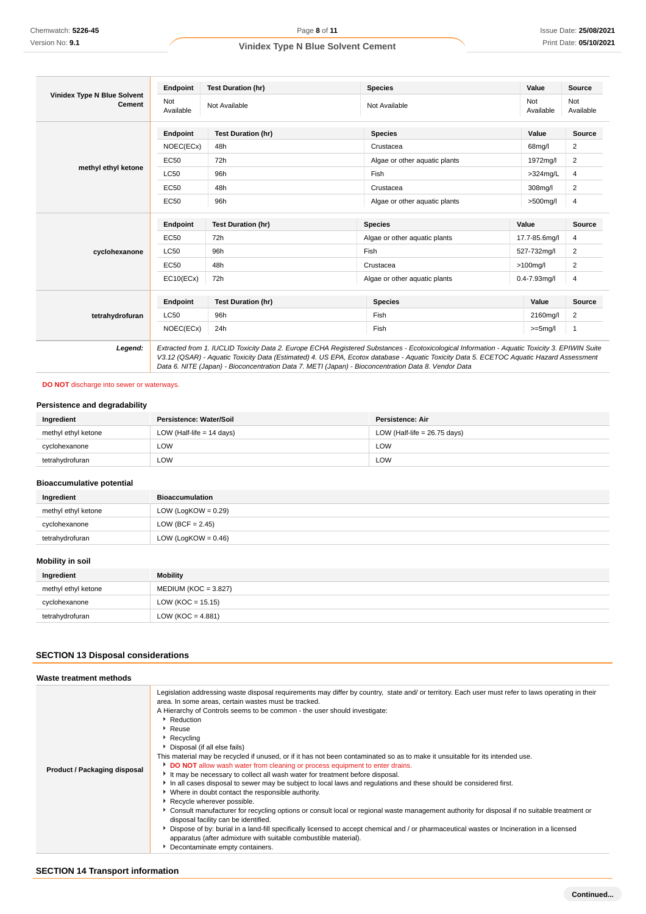| | Endpoint | Test Duration (hr) | Species | Value | Source |
|---|---|---|---|---|---|
| **Vinidex Type N Blue Solvent Cement** | Not Available | Not Available | Not Available | Not Available | Not Available |

| | Endpoint | Test Duration (hr) | Species | Value | Source |
|---|---|---|---|---|---|
| **methyl ethyl ketone** | NOEC(ECx) | 48h | Crustacea | 68mg/l | 2 |
| | EC50 | 72h | Algae or other aquatic plants | 1972mg/l | 2 |
| | LC50 | 96h | Fish | >324mg/L | 4 |
| | EC50 | 48h | Crustacea | 308mg/l | 2 |
| | EC50 | 96h | Algae or other aquatic plants | >500mg/l | 4 |

| | Endpoint | Test Duration (hr) | Species | Value | Source |
|---|---|---|---|---|---|
| **cyclohexanone** | EC50 | 72h | Algae or other aquatic plants | 17.7-85.6mg/l | 4 |
| | LC50 | 96h | Fish | 527-732mg/l | 2 |
| | EC50 | 48h | Crustacea | >100mg/l | 2 |
| | EC10(ECx) | 72h | Algae or other aquatic plants | 0.4-7.93mg/l | 4 |

| | Endpoint | Test Duration (hr) | Species | Value | Source |
|---|---|---|---|---|---|
| **tetrahydrofuran** | LC50 | 96h | Fish | 2160mg/l | 2 |
| | NOEC(ECx) | 24h | Fish | >=5mg/l | 1 |

***Legend:*** *Extracted from 1. IUCLID Toxicity Data 2. Europe ECHA Registered Substances - Ecotoxicological Information - Aquatic Toxicity 3. EPIWIN Suite V3.12 (QSAR) - Aquatic Toxicity Data (Estimated) 4. US EPA, Ecotox database - Aquatic Toxicity Data 5. ECETOC Aquatic Hazard Assessment Data 6. NITE (Japan) - Bioconcentration Data 7. METI (Japan) - Bioconcentration Data 8. Vendor Data*

**DO NOT** discharge into sewer or waterways.

### Persistence and degradability

| Ingredient | Persistence: Water/Soil | Persistence: Air |
|---|---|---|
| methyl ethyl ketone | LOW (Half-life = 14 days) | LOW (Half-life = 26.75 days) |
| cyclohexanone | LOW | LOW |
| tetrahydrofuran | LOW | LOW |

### Bioaccumulative potential

| Ingredient | Bioaccumulation |
|---|---|
| methyl ethyl ketone | LOW (LogKOW = 0.29) |
| cyclohexanone | LOW (BCF = 2.45) |
| tetrahydrofuran | LOW (LogKOW = 0.46) |

### Mobility in soil

| Ingredient | Mobility |
|---|---|
| methyl ethyl ketone | MEDIUM (KOC = 3.827) |
| cyclohexanone | LOW (KOC = 15.15) |
| tetrahydrofuran | LOW (KOC = 4.881) |

## SECTION 13 Disposal considerations

### Waste treatment methods

**Product / Packaging disposal**

Legislation addressing waste disposal requirements may differ by country, state and/ or territory. Each user must refer to laws operating in their area. In some areas, certain wastes must be tracked.

A Hierarchy of Controls seems to be common - the user should investigate:

- Reduction
- Reuse
- Recycling
- Disposal (if all else fails)

This material may be recycled if unused, or if it has not been contaminated so as to make it unsuitable for its intended use.

- **DO NOT** allow wash water from cleaning or process equipment to enter drains.
- It may be necessary to collect all wash water for treatment before disposal.
- In all cases disposal to sewer may be subject to local laws and regulations and these should be considered first.
- Where in doubt contact the responsible authority.
- Recycle wherever possible.
- Consult manufacturer for recycling options or consult local or regional waste management authority for disposal if no suitable treatment or disposal facility can be identified.
- Dispose of by: burial in a land-fill specifically licensed to accept chemical and / or pharmaceutical wastes or Incineration in a licensed apparatus (after admixture with suitable combustible material).
- Decontaminate empty containers.

## SECTION 14 Transport information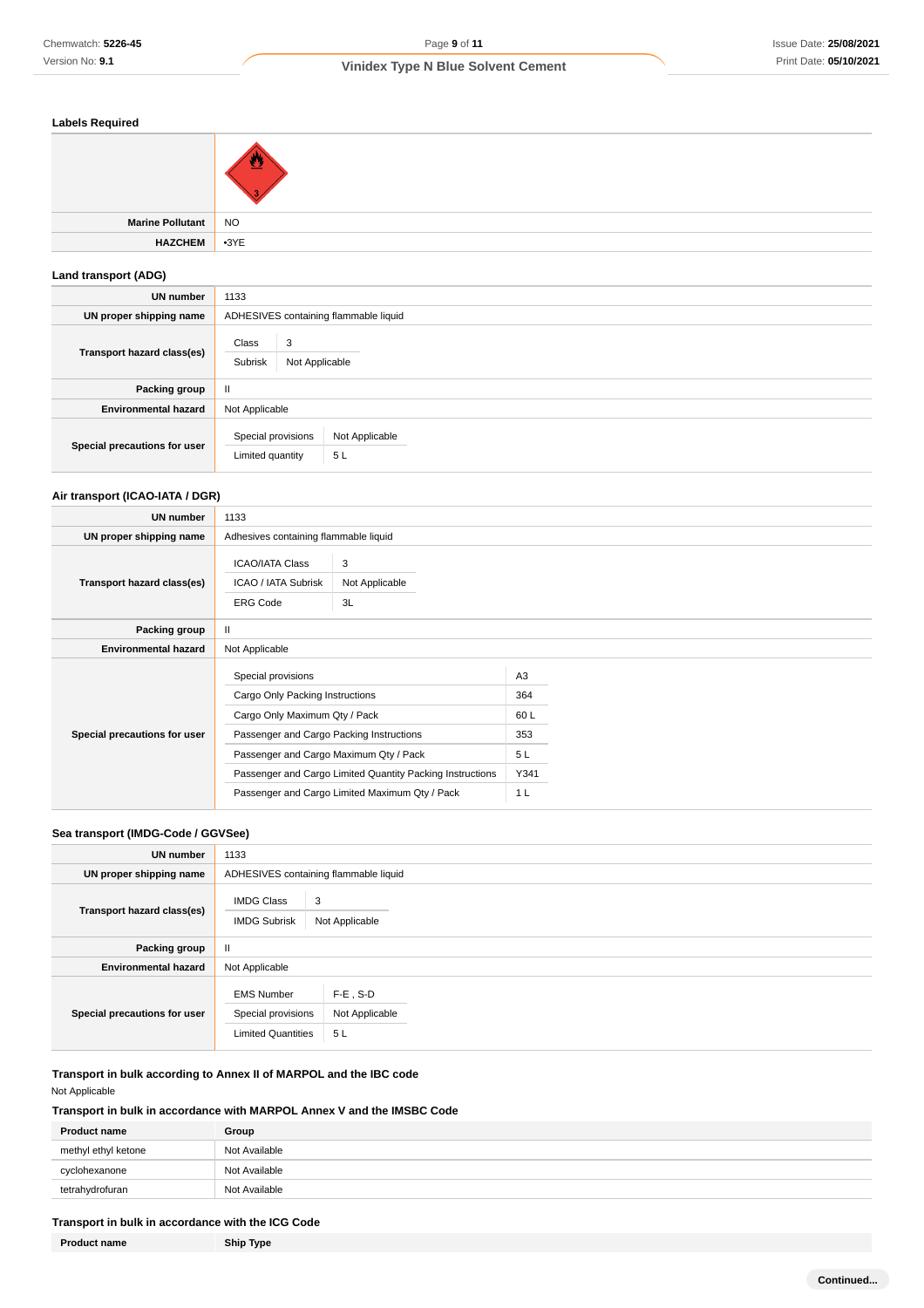### Labels Required

| | |
|---|---|
| | |
| **Marine Pollutant** | NO |
| **HAZCHEM** | •3YE |

### Land transport (ADG)

| | |
|---|---|
| **UN number** | 1133 |
| **UN proper shipping name** | ADHESIVES containing flammable liquid |
| **Transport hazard class(es)** | Class: 3<br>Subrisk: Not Applicable |
| **Packing group** | II |
| **Environmental hazard** | Not Applicable |
| **Special precautions for user** | Special provisions: Not Applicable<br>Limited quantity: 5 L |

### Air transport (ICAO-IATA / DGR)

| | |
|---|---|
| **UN number** | 1133 |
| **UN proper shipping name** | Adhesives containing flammable liquid |
| **Transport hazard class(es)** | ICAO/IATA Class: 3<br>ICAO / IATA Subrisk: Not Applicable<br>ERG Code: 3L |
| **Packing group** | II |
| **Environmental hazard** | Not Applicable |
| **Special precautions for user** | Special provisions: A3<br>Cargo Only Packing Instructions: 364<br>Cargo Only Maximum Qty / Pack: 60 L<br>Passenger and Cargo Packing Instructions: 353<br>Passenger and Cargo Maximum Qty / Pack: 5 L<br>Passenger and Cargo Limited Quantity Packing Instructions: Y341<br>Passenger and Cargo Limited Maximum Qty / Pack: 1 L |

### Sea transport (IMDG-Code / GGVSee)

| | |
|---|---|
| **UN number** | 1133 |
| **UN proper shipping name** | ADHESIVES containing flammable liquid |
| **Transport hazard class(es)** | IMDG Class: 3<br>IMDG Subrisk: Not Applicable |
| **Packing group** | II |
| **Environmental hazard** | Not Applicable |
| **Special precautions for user** | EMS Number: F-E , S-D<br>Special provisions: Not Applicable<br>Limited Quantities: 5 L |

### Transport in bulk according to Annex II of MARPOL and the IBC code

Not Applicable

### Transport in bulk in accordance with MARPOL Annex V and the IMSBC Code

| Product name | Group |
|---|---|
| methyl ethyl ketone | Not Available |
| cyclohexanone | Not Available |
| tetrahydrofuran | Not Available |

### Transport in bulk in accordance with the ICG Code

| Product name | Ship Type |
|---|---|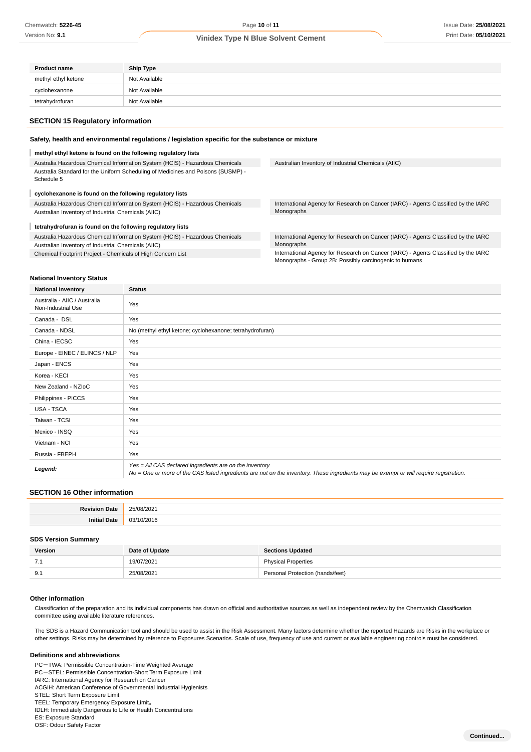| Product name | Ship Type |
| --- | --- |
| methyl ethyl ketone | Not Available |
| cyclohexanone | Not Available |
| tetrahydrofuran | Not Available |

## SECTION 15 Regulatory information

### Safety, health and environmental regulations / legislation specific for the substance or mixture

**methyl ethyl ketone is found on the following regulatory lists**

Australia Hazardous Chemical Information System (HCIS) - Hazardous Chemicals
Australia Standard for the Uniform Scheduling of Medicines and Poisons (SUSMP) - Schedule 5
Australian Inventory of Industrial Chemicals (AIIC)

**cyclohexanone is found on the following regulatory lists**

Australia Hazardous Chemical Information System (HCIS) - Hazardous Chemicals
Australian Inventory of Industrial Chemicals (AIIC)
International Agency for Research on Cancer (IARC) - Agents Classified by the IARC Monographs

**tetrahydrofuran is found on the following regulatory lists**

Australia Hazardous Chemical Information System (HCIS) - Hazardous Chemicals
Australian Inventory of Industrial Chemicals (AIIC)
Chemical Footprint Project - Chemicals of High Concern List
International Agency for Research on Cancer (IARC) - Agents Classified by the IARC Monographs
International Agency for Research on Cancer (IARC) - Agents Classified by the IARC Monographs - Group 2B: Possibly carcinogenic to humans

### National Inventory Status

| National Inventory | Status |
| --- | --- |
| Australia - AIIC / Australia Non-Industrial Use | Yes |
| Canada - DSL | Yes |
| Canada - NDSL | No (methyl ethyl ketone; cyclohexanone; tetrahydrofuran) |
| China - IECSC | Yes |
| Europe - EINEC / ELINCS / NLP | Yes |
| Japan - ENCS | Yes |
| Korea - KECI | Yes |
| New Zealand - NZIoC | Yes |
| Philippines - PICCS | Yes |
| USA - TSCA | Yes |
| Taiwan - TCSI | Yes |
| Mexico - INSQ | Yes |
| Vietnam - NCI | Yes |
| Russia - FBEPH | Yes |
| ***Legend:*** | *Yes = All CAS declared ingredients are on the inventory*<br>*No = One or more of the CAS listed ingredients are not on the inventory. These ingredients may be exempt or will require registration.* |

## SECTION 16 Other information

| | |
| --- | --- |
| **Revision Date** | 25/08/2021 |
| **Initial Date** | 03/10/2016 |

### SDS Version Summary

| Version | Date of Update | Sections Updated |
| --- | --- | --- |
| 7.1 | 19/07/2021 | Physical Properties |
| 9.1 | 25/08/2021 | Personal Protection (hands/feet) |

### Other information

Classification of the preparation and its individual components has drawn on official and authoritative sources as well as independent review by the Chemwatch Classification committee using available literature references.

The SDS is a Hazard Communication tool and should be used to assist in the Risk Assessment. Many factors determine whether the reported Hazards are Risks in the workplace or other settings. Risks may be determined by reference to Exposures Scenarios. Scale of use, frequency of use and current or available engineering controls must be considered.

### Definitions and abbreviations

PC－TWA: Permissible Concentration-Time Weighted Average
PC－STEL: Permissible Concentration-Short Term Exposure Limit
IARC: International Agency for Research on Cancer
ACGIH: American Conference of Governmental Industrial Hygienists
STEL: Short Term Exposure Limit
TEEL: Temporary Emergency Exposure Limit。
IDLH: Immediately Dangerous to Life or Health Concentrations
ES: Exposure Standard
OSF: Odour Safety Factor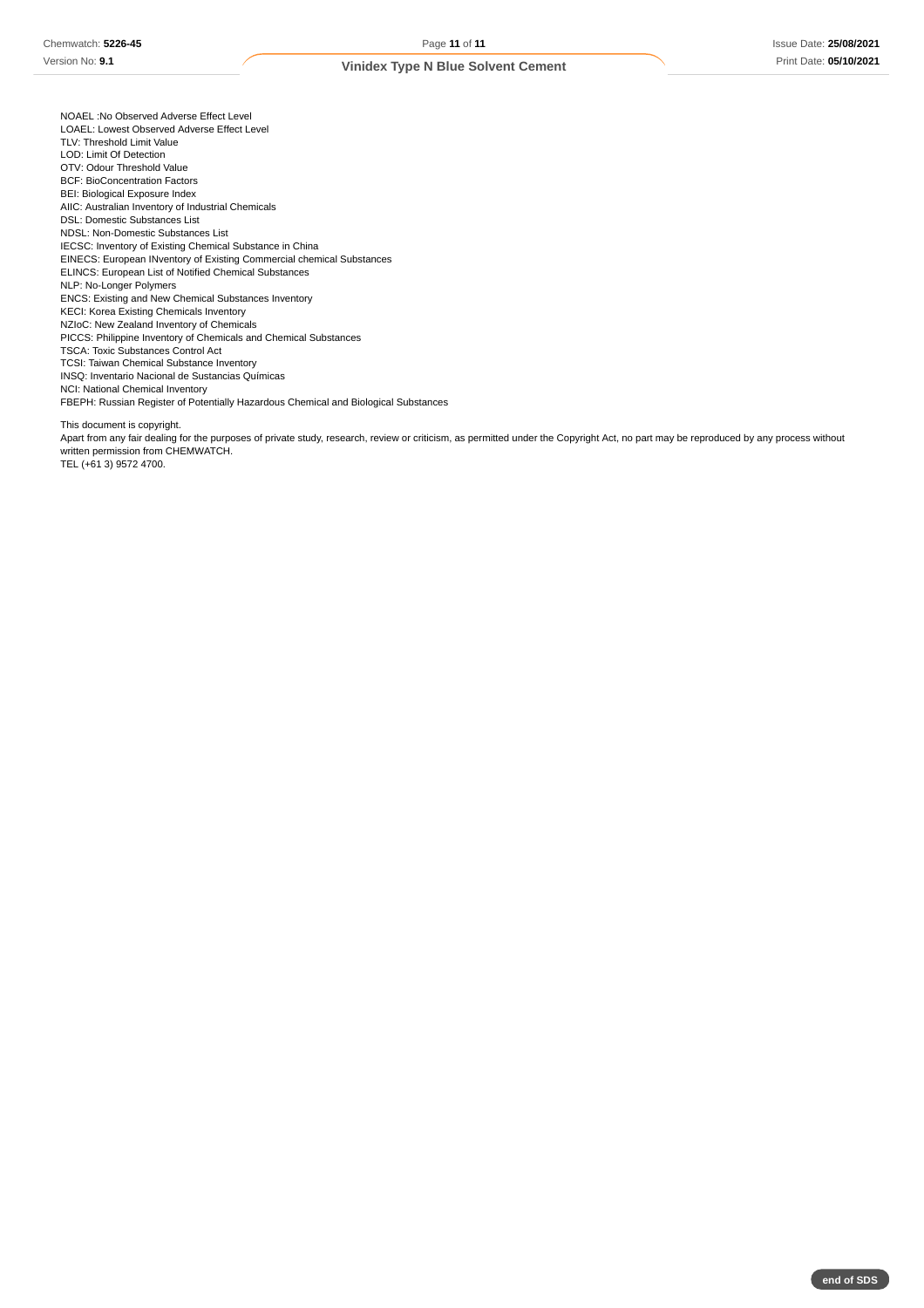NOAEL :No Observed Adverse Effect Level
LOAEL: Lowest Observed Adverse Effect Level
TLV: Threshold Limit Value
LOD: Limit Of Detection
OTV: Odour Threshold Value
BCF: BioConcentration Factors
BEI: Biological Exposure Index
AIIC: Australian Inventory of Industrial Chemicals
DSL: Domestic Substances List
NDSL: Non-Domestic Substances List
IECSC: Inventory of Existing Chemical Substance in China
EINECS: European INventory of Existing Commercial chemical Substances
ELINCS: European List of Notified Chemical Substances
NLP: No-Longer Polymers
ENCS: Existing and New Chemical Substances Inventory
KECI: Korea Existing Chemicals Inventory
NZIoC: New Zealand Inventory of Chemicals
PICCS: Philippine Inventory of Chemicals and Chemical Substances
TSCA: Toxic Substances Control Act
TCSI: Taiwan Chemical Substance Inventory
INSQ: Inventario Nacional de Sustancias Químicas
NCI: National Chemical Inventory
FBEPH: Russian Register of Potentially Hazardous Chemical and Biological Substances

This document is copyright.
Apart from any fair dealing for the purposes of private study, research, review or criticism, as permitted under the Copyright Act, no part may be reproduced by any process without written permission from CHEMWATCH.
TEL (+61 3) 9572 4700.

end of SDS